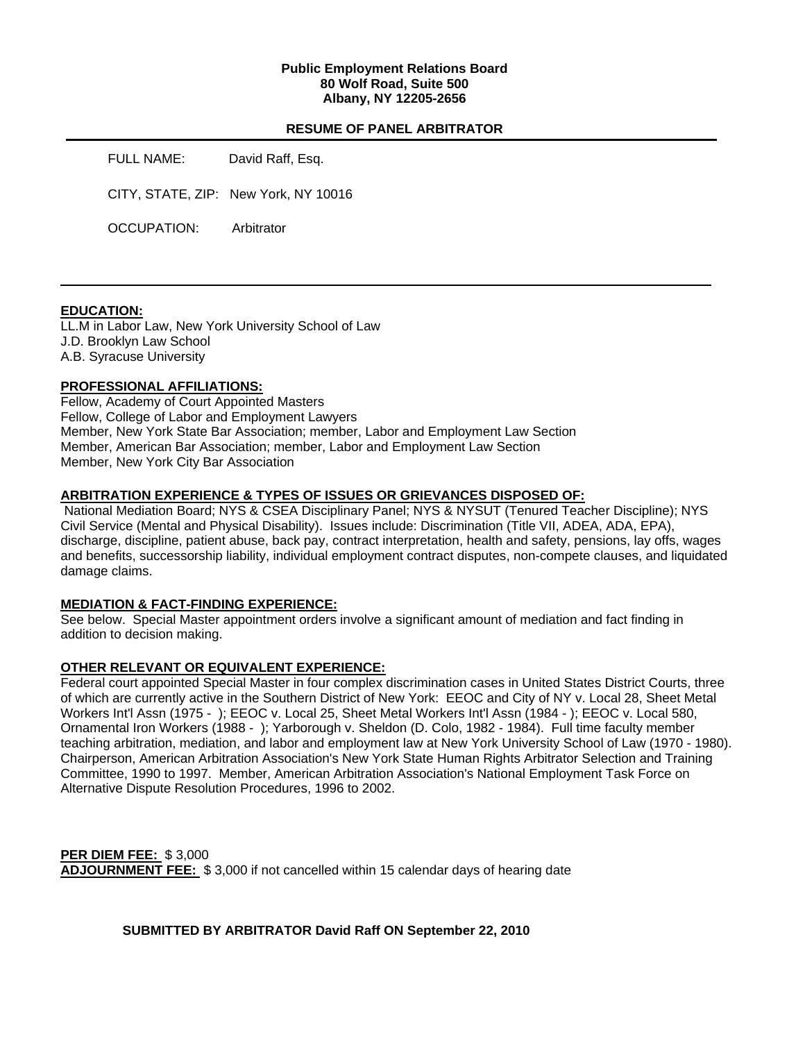**Public Employment Relations Board**
**80 Wolf Road, Suite 500**
**Albany, NY 12205-2656**

## RESUME OF PANEL ARBITRATOR

FULL NAME: David Raff, Esq.

CITY, STATE, ZIP: New York, NY 10016

OCCUPATION: Arbitrator

---

### EDUCATION:

LL.M in Labor Law, New York University School of Law
J.D. Brooklyn Law School
A.B. Syracuse University

### PROFESSIONAL AFFILIATIONS:

Fellow, Academy of Court Appointed Masters
Fellow, College of Labor and Employment Lawyers
Member, New York State Bar Association; member, Labor and Employment Law Section
Member, American Bar Association; member, Labor and Employment Law Section
Member, New York City Bar Association

### ARBITRATION EXPERIENCE & TYPES OF ISSUES OR GRIEVANCES DISPOSED OF:

National Mediation Board; NYS & CSEA Disciplinary Panel; NYS & NYSUT (Tenured Teacher Discipline); NYS Civil Service (Mental and Physical Disability). Issues include: Discrimination (Title VII, ADEA, ADA, EPA), discharge, discipline, patient abuse, back pay, contract interpretation, health and safety, pensions, lay offs, wages and benefits, successorship liability, individual employment contract disputes, non-compete clauses, and liquidated damage claims.

### MEDIATION & FACT-FINDING EXPERIENCE:

See below. Special Master appointment orders involve a significant amount of mediation and fact finding in addition to decision making.

### OTHER RELEVANT OR EQUIVALENT EXPERIENCE:

Federal court appointed Special Master in four complex discrimination cases in United States District Courts, three of which are currently active in the Southern District of New York: EEOC and City of NY v. Local 28, Sheet Metal Workers Int'l Assn (1975 - ); EEOC v. Local 25, Sheet Metal Workers Int'l Assn (1984 - ); EEOC v. Local 580, Ornamental Iron Workers (1988 - ); Yarborough v. Sheldon (D. Colo, 1982 - 1984). Full time faculty member teaching arbitration, mediation, and labor and employment law at New York University School of Law (1970 - 1980). Chairperson, American Arbitration Association's New York State Human Rights Arbitrator Selection and Training Committee, 1990 to 1997. Member, American Arbitration Association's National Employment Task Force on Alternative Dispute Resolution Procedures, 1996 to 2002.

**PER DIEM FEE:** $ 3,000
**ADJOURNMENT FEE:** $ 3,000 if not cancelled within 15 calendar days of hearing date

**SUBMITTED BY ARBITRATOR David Raff ON September 22, 2010**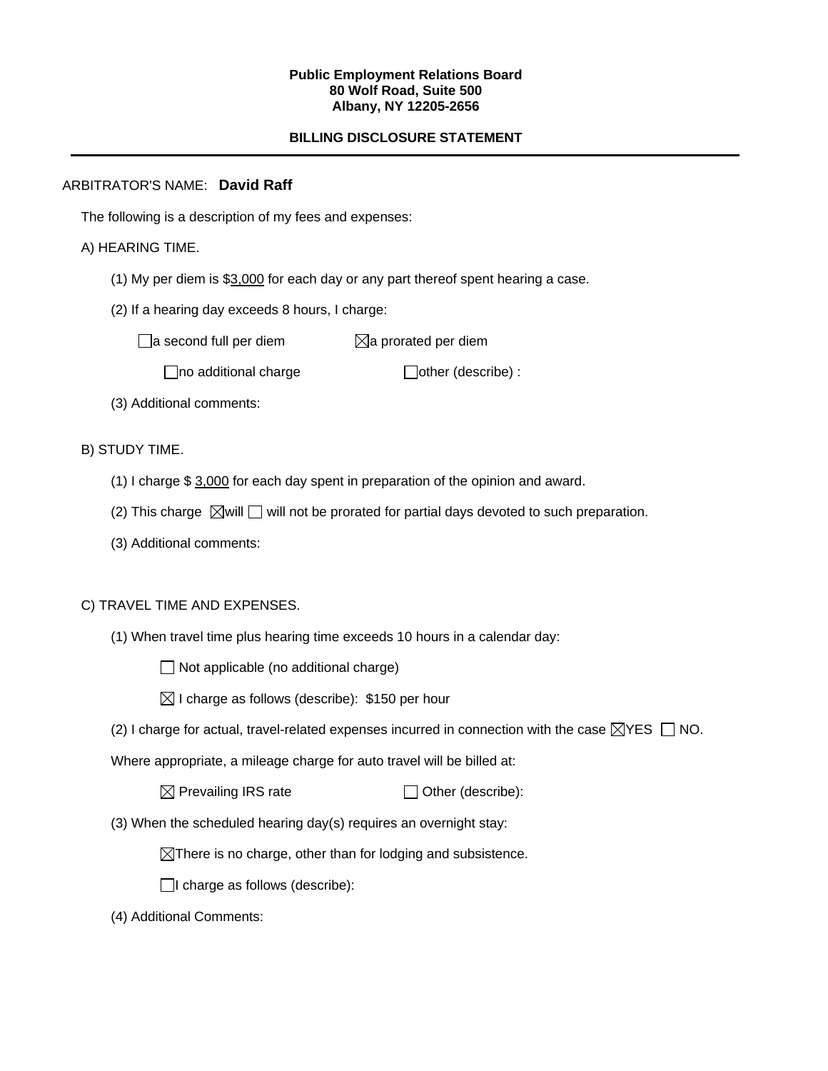**Public Employment Relations Board**
**80 Wolf Road, Suite 500**
**Albany, NY 12205-2656**

**BILLING DISCLOSURE STATEMENT**

---

ARBITRATOR'S NAME: **David Raff**

The following is a description of my fees and expenses:

A) HEARING TIME.

(1) My per diem is $3,000 for each day or any part thereof spent hearing a case.

(2) If a hearing day exceeds 8 hours, I charge:

☐ a second full per diem ☒ a prorated per diem

☐ no additional charge ☐ other (describe) :

(3) Additional comments:

B) STUDY TIME.

(1) I charge $ 3,000 for each day spent in preparation of the opinion and award.

(2) This charge ☒ will ☐ will not be prorated for partial days devoted to such preparation.

(3) Additional comments:

C) TRAVEL TIME AND EXPENSES.

(1) When travel time plus hearing time exceeds 10 hours in a calendar day:

☐ Not applicable (no additional charge)

☒ I charge as follows (describe): $150 per hour

(2) I charge for actual, travel-related expenses incurred in connection with the case ☒ YES ☐ NO.

Where appropriate, a mileage charge for auto travel will be billed at:

☒ Prevailing IRS rate ☐ Other (describe):

(3) When the scheduled hearing day(s) requires an overnight stay:

☒ There is no charge, other than for lodging and subsistence.

☐ I charge as follows (describe):

(4) Additional Comments: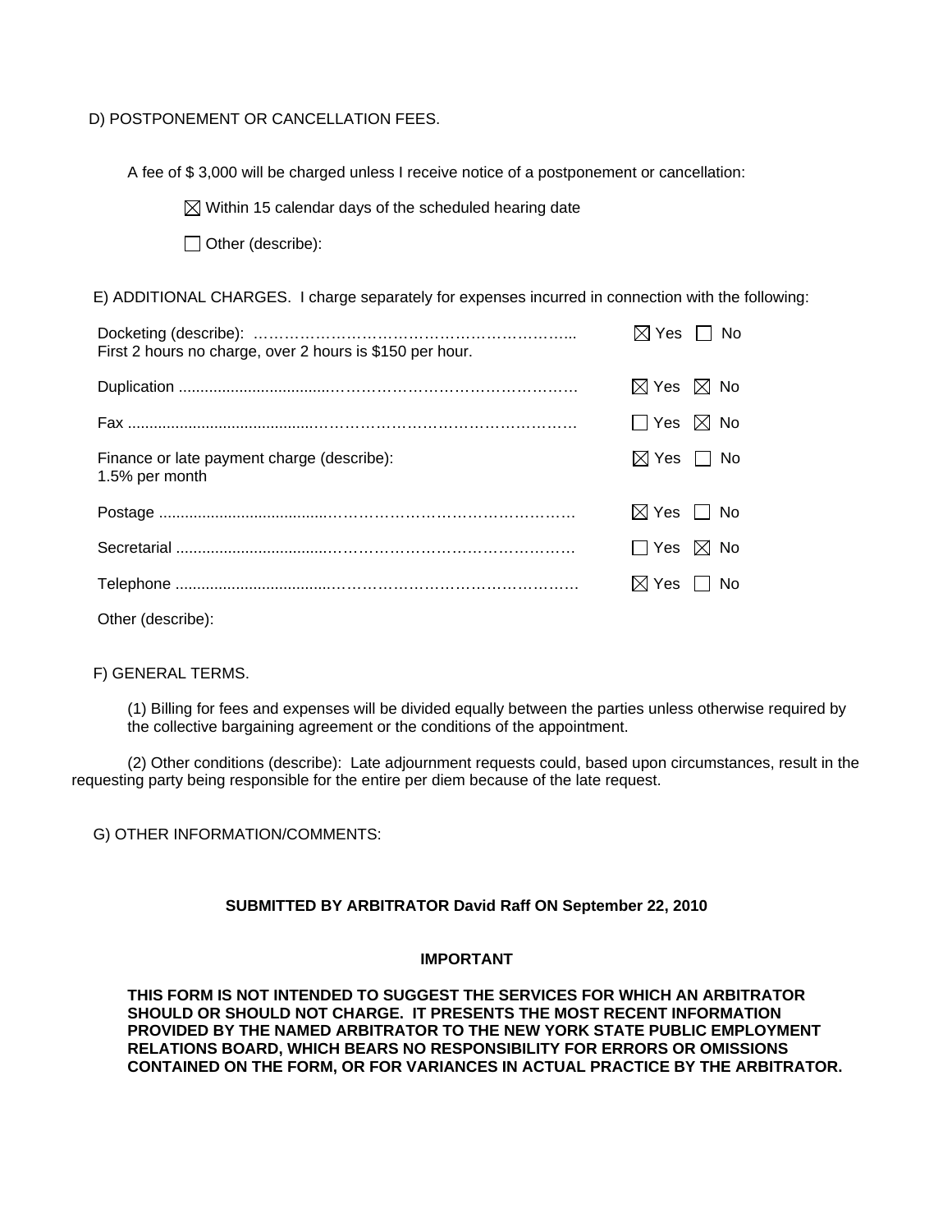D) POSTPONEMENT OR CANCELLATION FEES.

A fee of $ 3,000 will be charged unless I receive notice of a postponement or cancellation:

☒ Within 15 calendar days of the scheduled hearing date

☐ Other (describe):

E) ADDITIONAL CHARGES. I charge separately for expenses incurred in connection with the following:

| | |
|---|---|
| Docketing (describe): ……………………………………………………... First 2 hours no charge, over 2 hours is $150 per hour. | ☒ Yes ☐ No |
| Duplication ……………………………………………………………… | ☒ Yes ☒ No |
| Fax ……………………………………………………………… | ☐ Yes ☒ No |
| Finance or late payment charge (describe): 1.5% per month | ☒ Yes ☐ No |
| Postage ……………………………………………………………… | ☒ Yes ☐ No |
| Secretarial ……………………………………………………………… | ☐ Yes ☒ No |
| Telephone ……………………………………………………………… | ☒ Yes ☐ No |

Other (describe):

F) GENERAL TERMS.

(1) Billing for fees and expenses will be divided equally between the parties unless otherwise required by the collective bargaining agreement or the conditions of the appointment.

(2) Other conditions (describe): Late adjournment requests could, based upon circumstances, result in the requesting party being responsible for the entire per diem because of the late request.

G) OTHER INFORMATION/COMMENTS:

**SUBMITTED BY ARBITRATOR David Raff ON September 22, 2010**

**IMPORTANT**

**THIS FORM IS NOT INTENDED TO SUGGEST THE SERVICES FOR WHICH AN ARBITRATOR SHOULD OR SHOULD NOT CHARGE. IT PRESENTS THE MOST RECENT INFORMATION PROVIDED BY THE NAMED ARBITRATOR TO THE NEW YORK STATE PUBLIC EMPLOYMENT RELATIONS BOARD, WHICH BEARS NO RESPONSIBILITY FOR ERRORS OR OMISSIONS CONTAINED ON THE FORM, OR FOR VARIANCES IN ACTUAL PRACTICE BY THE ARBITRATOR.**